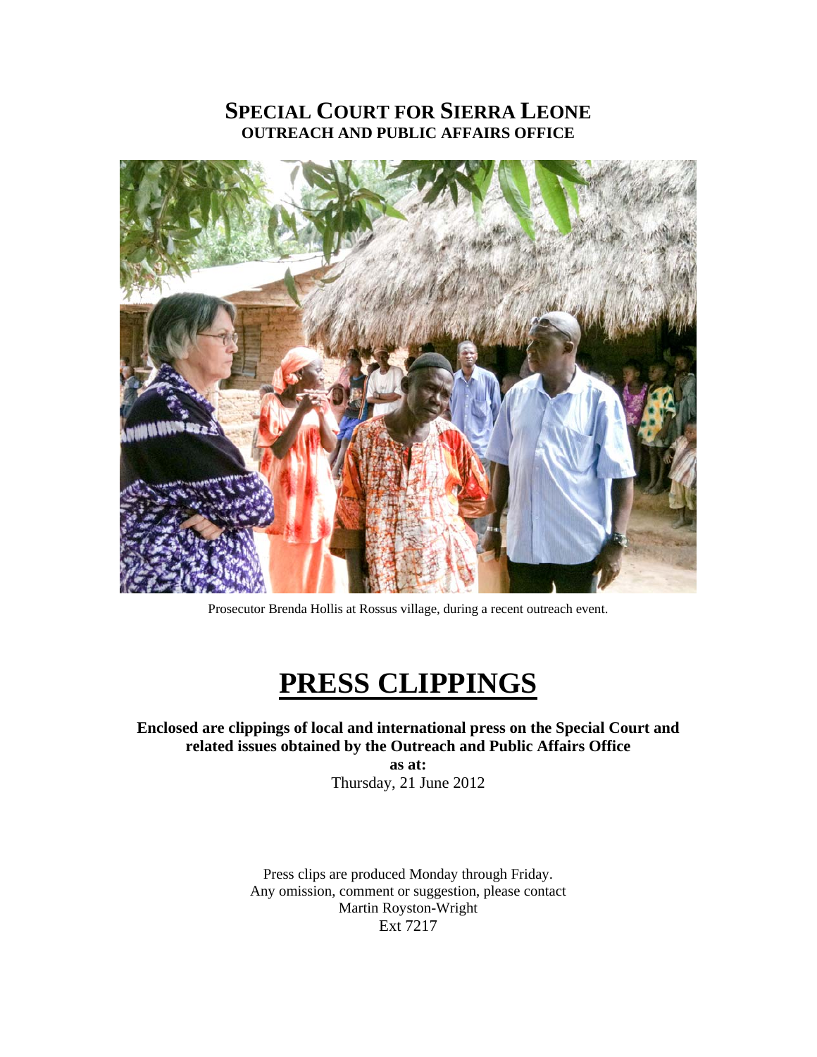# SPECIAL COURT FOR SIERRA LEONE
## OUTREACH AND PUBLIC AFFAIRS OFFICE

Prosecutor Brenda Hollis at Rossus village, during a recent outreach event.

# PRESS CLIPPINGS

**Enclosed are clippings of local and international press on the Special Court and related issues obtained by the Outreach and Public Affairs Office**

**as at:**

Thursday, 21 June 2012

Press clips are produced Monday through Friday.
Any omission, comment or suggestion, please contact
Martin Royston-Wright
Ext 7217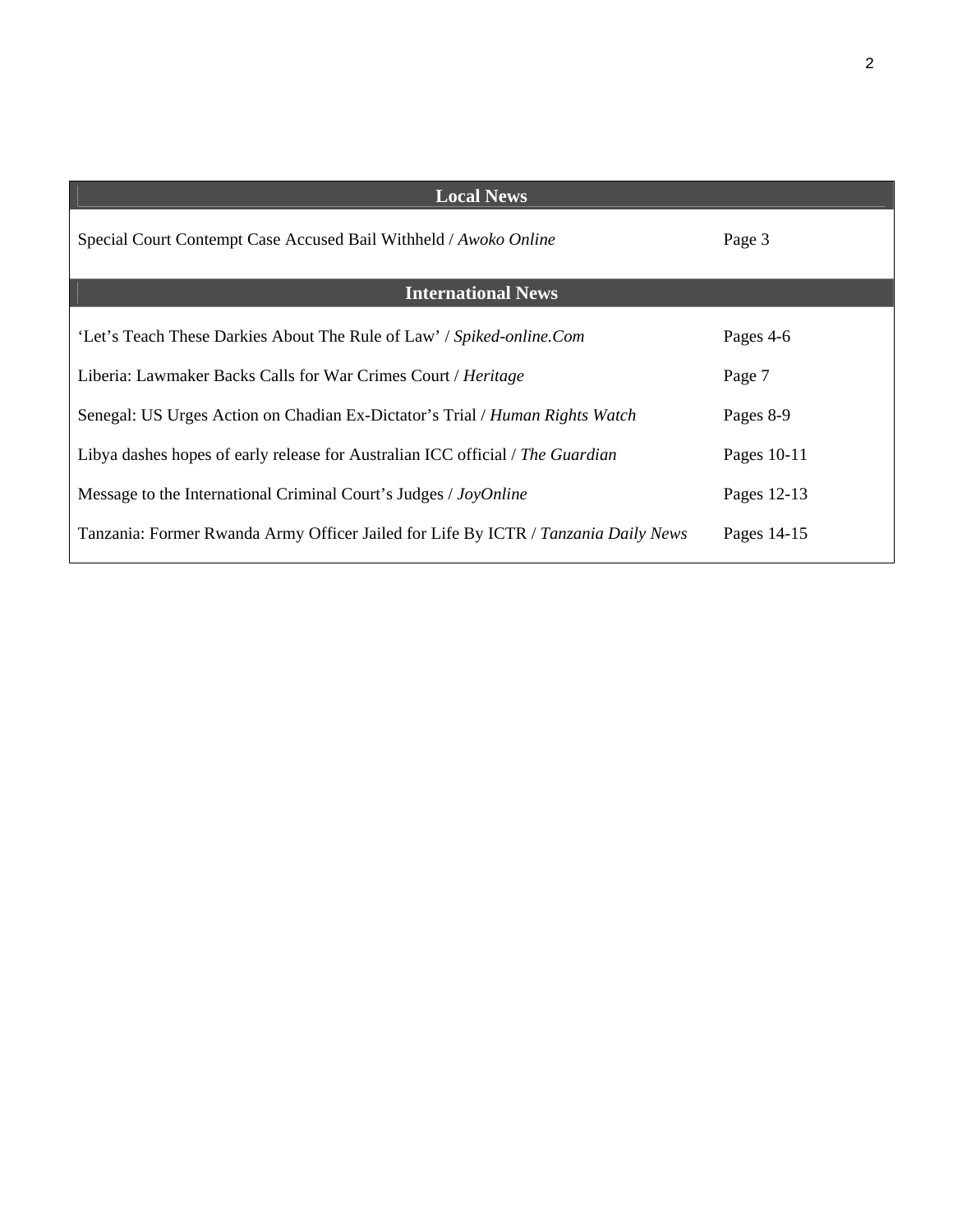## Local News

| | |
|---|---|
| Special Court Contempt Case Accused Bail Withheld / *Awoko Online* | Page 3 |

## International News

| | |
|---|---|
| 'Let's Teach These Darkies About The Rule of Law' / *Spiked-online.Com* | Pages 4-6 |
| Liberia: Lawmaker Backs Calls for War Crimes Court / *Heritage* | Page 7 |
| Senegal: US Urges Action on Chadian Ex-Dictator's Trial / *Human Rights Watch* | Pages 8-9 |
| Libya dashes hopes of early release for Australian ICC official / *The Guardian* | Pages 10-11 |
| Message to the International Criminal Court's Judges / *JoyOnline* | Pages 12-13 |
| Tanzania: Former Rwanda Army Officer Jailed for Life By ICTR / *Tanzania Daily News* | Pages 14-15 |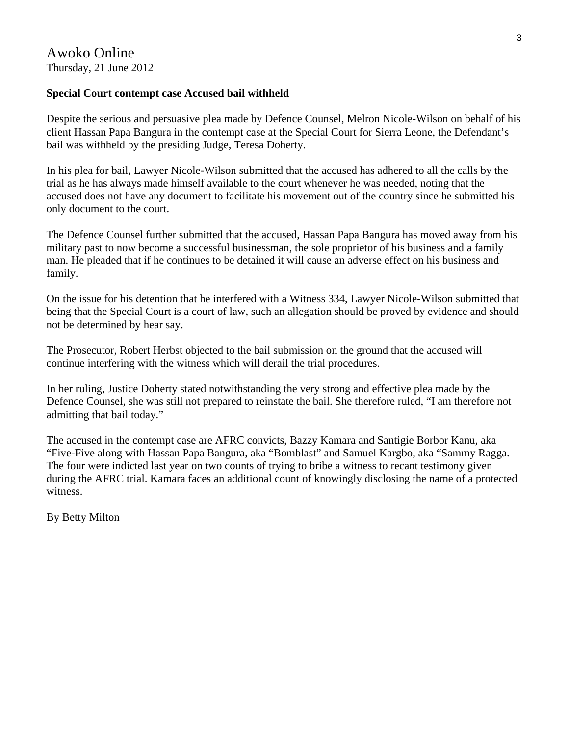# Awoko Online

Thursday, 21 June 2012

**Special Court contempt case Accused bail withheld**

Despite the serious and persuasive plea made by Defence Counsel, Melron Nicole-Wilson on behalf of his client Hassan Papa Bangura in the contempt case at the Special Court for Sierra Leone, the Defendant's bail was withheld by the presiding Judge, Teresa Doherty.

In his plea for bail, Lawyer Nicole-Wilson submitted that the accused has adhered to all the calls by the trial as he has always made himself available to the court whenever he was needed, noting that the accused does not have any document to facilitate his movement out of the country since he submitted his only document to the court.

The Defence Counsel further submitted that the accused, Hassan Papa Bangura has moved away from his military past to now become a successful businessman, the sole proprietor of his business and a family man. He pleaded that if he continues to be detained it will cause an adverse effect on his business and family.

On the issue for his detention that he interfered with a Witness 334, Lawyer Nicole-Wilson submitted that being that the Special Court is a court of law, such an allegation should be proved by evidence and should not be determined by hear say.

The Prosecutor, Robert Herbst objected to the bail submission on the ground that the accused will continue interfering with the witness which will derail the trial procedures.

In her ruling, Justice Doherty stated notwithstanding the very strong and effective plea made by the Defence Counsel, she was still not prepared to reinstate the bail. She therefore ruled, "I am therefore not admitting that bail today."

The accused in the contempt case are AFRC convicts, Bazzy Kamara and Santigie Borbor Kanu, aka "Five-Five along with Hassan Papa Bangura, aka "Bomblast" and Samuel Kargbo, aka "Sammy Ragga. The four were indicted last year on two counts of trying to bribe a witness to recant testimony given during the AFRC trial. Kamara faces an additional count of knowingly disclosing the name of a protected witness.

By Betty Milton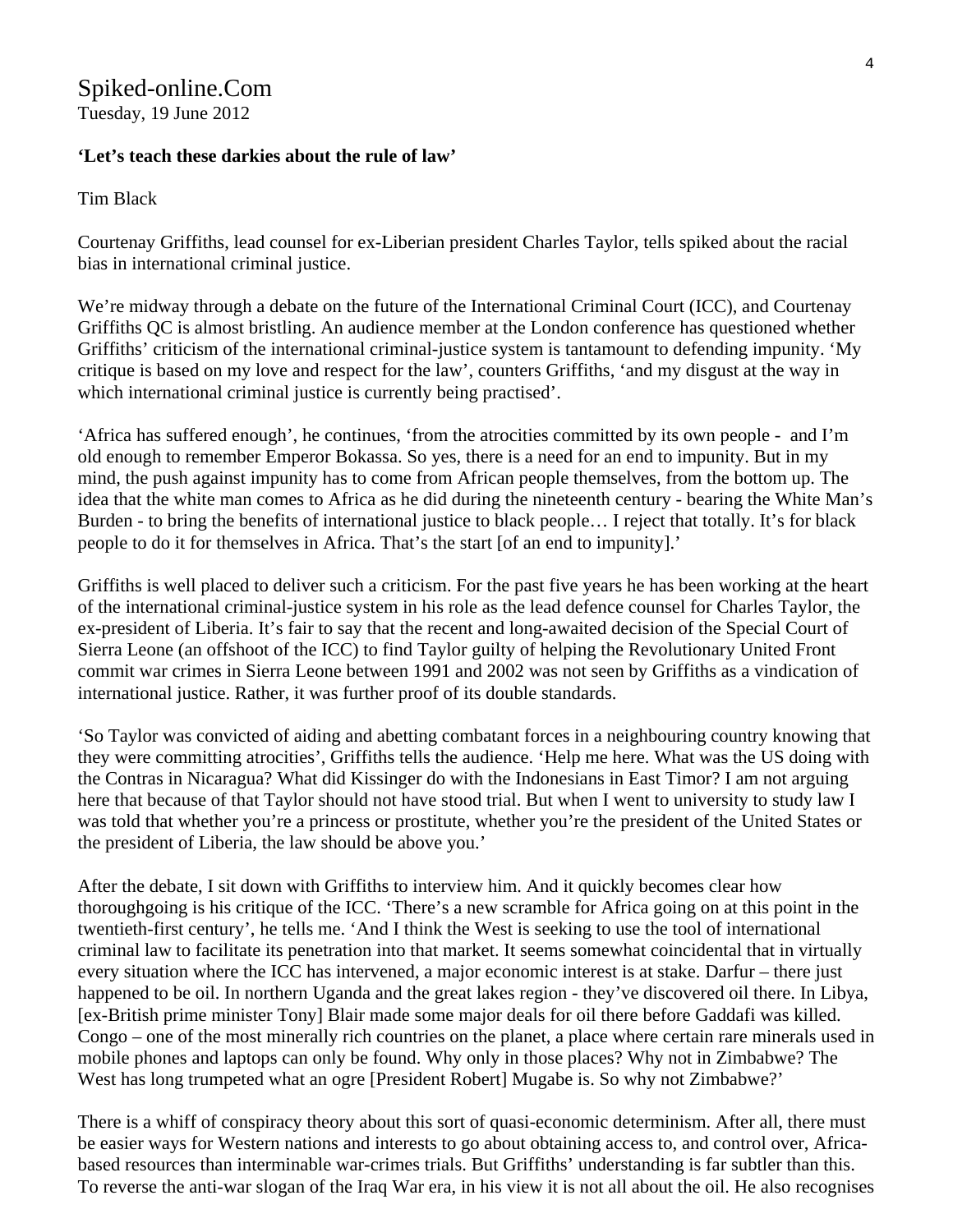Spiked-online.Com
Tuesday, 19 June 2012

**'Let's teach these darkies about the rule of law'**

Tim Black

Courtenay Griffiths, lead counsel for ex-Liberian president Charles Taylor, tells spiked about the racial bias in international criminal justice.

We're midway through a debate on the future of the International Criminal Court (ICC), and Courtenay Griffiths QC is almost bristling. An audience member at the London conference has questioned whether Griffiths' criticism of the international criminal-justice system is tantamount to defending impunity. 'My critique is based on my love and respect for the law', counters Griffiths, 'and my disgust at the way in which international criminal justice is currently being practised'.

'Africa has suffered enough', he continues, 'from the atrocities committed by its own people - and I'm old enough to remember Emperor Bokassa. So yes, there is a need for an end to impunity. But in my mind, the push against impunity has to come from African people themselves, from the bottom up. The idea that the white man comes to Africa as he did during the nineteenth century - bearing the White Man's Burden - to bring the benefits of international justice to black people… I reject that totally. It's for black people to do it for themselves in Africa. That's the start [of an end to impunity].'

Griffiths is well placed to deliver such a criticism. For the past five years he has been working at the heart of the international criminal-justice system in his role as the lead defence counsel for Charles Taylor, the ex-president of Liberia. It's fair to say that the recent and long-awaited decision of the Special Court of Sierra Leone (an offshoot of the ICC) to find Taylor guilty of helping the Revolutionary United Front commit war crimes in Sierra Leone between 1991 and 2002 was not seen by Griffiths as a vindication of international justice. Rather, it was further proof of its double standards.

'So Taylor was convicted of aiding and abetting combatant forces in a neighbouring country knowing that they were committing atrocities', Griffiths tells the audience. 'Help me here. What was the US doing with the Contras in Nicaragua? What did Kissinger do with the Indonesians in East Timor? I am not arguing here that because of that Taylor should not have stood trial. But when I went to university to study law I was told that whether you're a princess or prostitute, whether you're the president of the United States or the president of Liberia, the law should be above you.'

After the debate, I sit down with Griffiths to interview him. And it quickly becomes clear how thoroughgoing is his critique of the ICC. 'There's a new scramble for Africa going on at this point in the twentieth-first century', he tells me. 'And I think the West is seeking to use the tool of international criminal law to facilitate its penetration into that market. It seems somewhat coincidental that in virtually every situation where the ICC has intervened, a major economic interest is at stake. Darfur – there just happened to be oil. In northern Uganda and the great lakes region - they've discovered oil there. In Libya, [ex-British prime minister Tony] Blair made some major deals for oil there before Gaddafi was killed. Congo – one of the most minerally rich countries on the planet, a place where certain rare minerals used in mobile phones and laptops can only be found. Why only in those places? Why not in Zimbabwe? The West has long trumpeted what an ogre [President Robert] Mugabe is. So why not Zimbabwe?'

There is a whiff of conspiracy theory about this sort of quasi-economic determinism. After all, there must be easier ways for Western nations and interests to go about obtaining access to, and control over, Africa-based resources than interminable war-crimes trials. But Griffiths' understanding is far subtler than this. To reverse the anti-war slogan of the Iraq War era, in his view it is not all about the oil. He also recognises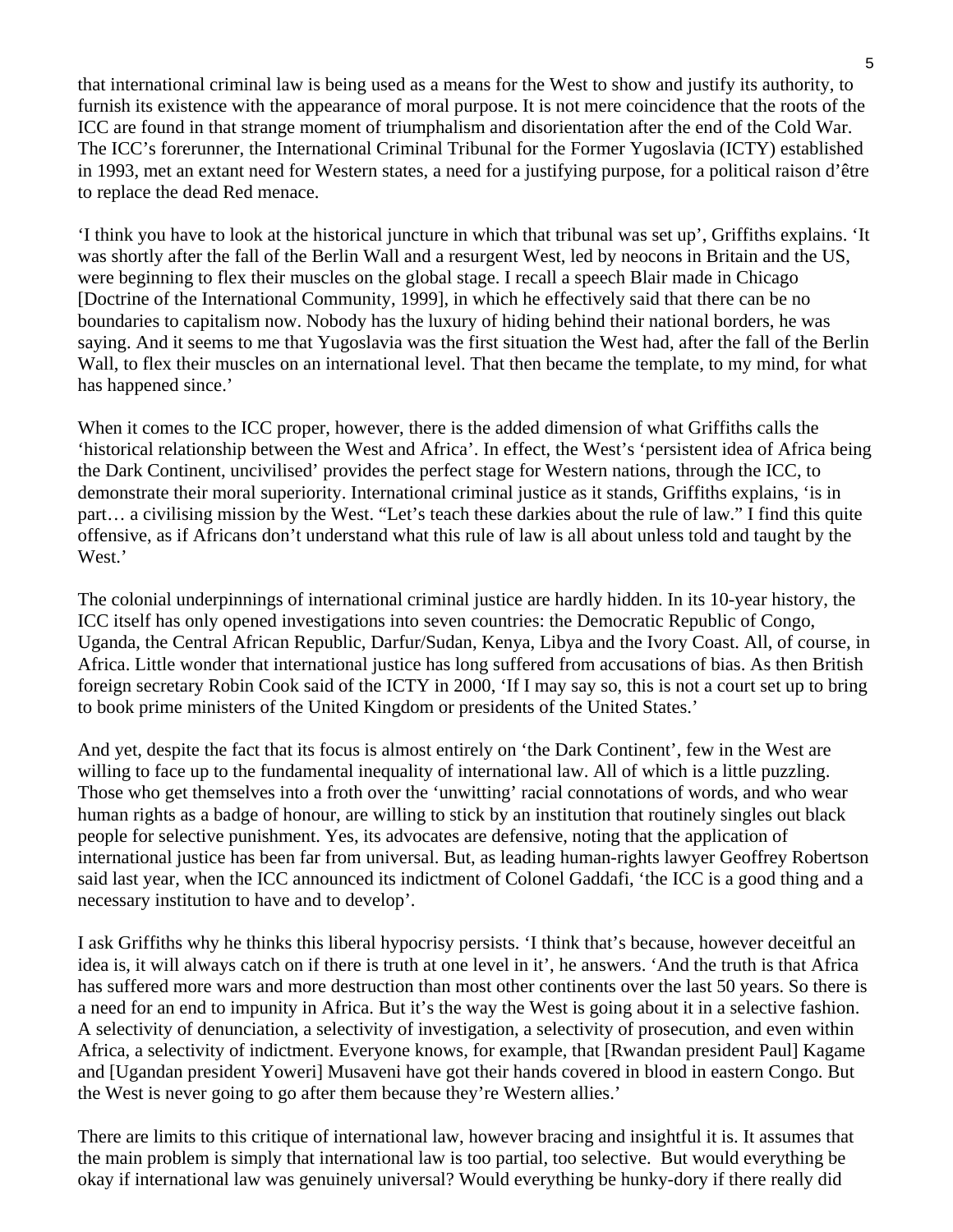that international criminal law is being used as a means for the West to show and justify its authority, to furnish its existence with the appearance of moral purpose. It is not mere coincidence that the roots of the ICC are found in that strange moment of triumphalism and disorientation after the end of the Cold War. The ICC's forerunner, the International Criminal Tribunal for the Former Yugoslavia (ICTY) established in 1993, met an extant need for Western states, a need for a justifying purpose, for a political raison d'être to replace the dead Red menace.

'I think you have to look at the historical juncture in which that tribunal was set up', Griffiths explains. 'It was shortly after the fall of the Berlin Wall and a resurgent West, led by neocons in Britain and the US, were beginning to flex their muscles on the global stage. I recall a speech Blair made in Chicago [Doctrine of the International Community, 1999], in which he effectively said that there can be no boundaries to capitalism now. Nobody has the luxury of hiding behind their national borders, he was saying. And it seems to me that Yugoslavia was the first situation the West had, after the fall of the Berlin Wall, to flex their muscles on an international level. That then became the template, to my mind, for what has happened since.'

When it comes to the ICC proper, however, there is the added dimension of what Griffiths calls the 'historical relationship between the West and Africa'. In effect, the West's 'persistent idea of Africa being the Dark Continent, uncivilised' provides the perfect stage for Western nations, through the ICC, to demonstrate their moral superiority. International criminal justice as it stands, Griffiths explains, 'is in part… a civilising mission by the West. "Let's teach these darkies about the rule of law." I find this quite offensive, as if Africans don't understand what this rule of law is all about unless told and taught by the West.'

The colonial underpinnings of international criminal justice are hardly hidden. In its 10-year history, the ICC itself has only opened investigations into seven countries: the Democratic Republic of Congo, Uganda, the Central African Republic, Darfur/Sudan, Kenya, Libya and the Ivory Coast. All, of course, in Africa. Little wonder that international justice has long suffered from accusations of bias. As then British foreign secretary Robin Cook said of the ICTY in 2000, 'If I may say so, this is not a court set up to bring to book prime ministers of the United Kingdom or presidents of the United States.'

And yet, despite the fact that its focus is almost entirely on 'the Dark Continent', few in the West are willing to face up to the fundamental inequality of international law. All of which is a little puzzling. Those who get themselves into a froth over the 'unwitting' racial connotations of words, and who wear human rights as a badge of honour, are willing to stick by an institution that routinely singles out black people for selective punishment. Yes, its advocates are defensive, noting that the application of international justice has been far from universal. But, as leading human-rights lawyer Geoffrey Robertson said last year, when the ICC announced its indictment of Colonel Gaddafi, 'the ICC is a good thing and a necessary institution to have and to develop'.

I ask Griffiths why he thinks this liberal hypocrisy persists. 'I think that's because, however deceitful an idea is, it will always catch on if there is truth at one level in it', he answers. 'And the truth is that Africa has suffered more wars and more destruction than most other continents over the last 50 years. So there is a need for an end to impunity in Africa. But it's the way the West is going about it in a selective fashion. A selectivity of denunciation, a selectivity of investigation, a selectivity of prosecution, and even within Africa, a selectivity of indictment. Everyone knows, for example, that [Rwandan president Paul] Kagame and [Ugandan president Yoweri] Musaveni have got their hands covered in blood in eastern Congo. But the West is never going to go after them because they're Western allies.'

There are limits to this critique of international law, however bracing and insightful it is. It assumes that the main problem is simply that international law is too partial, too selective. But would everything be okay if international law was genuinely universal? Would everything be hunky-dory if there really did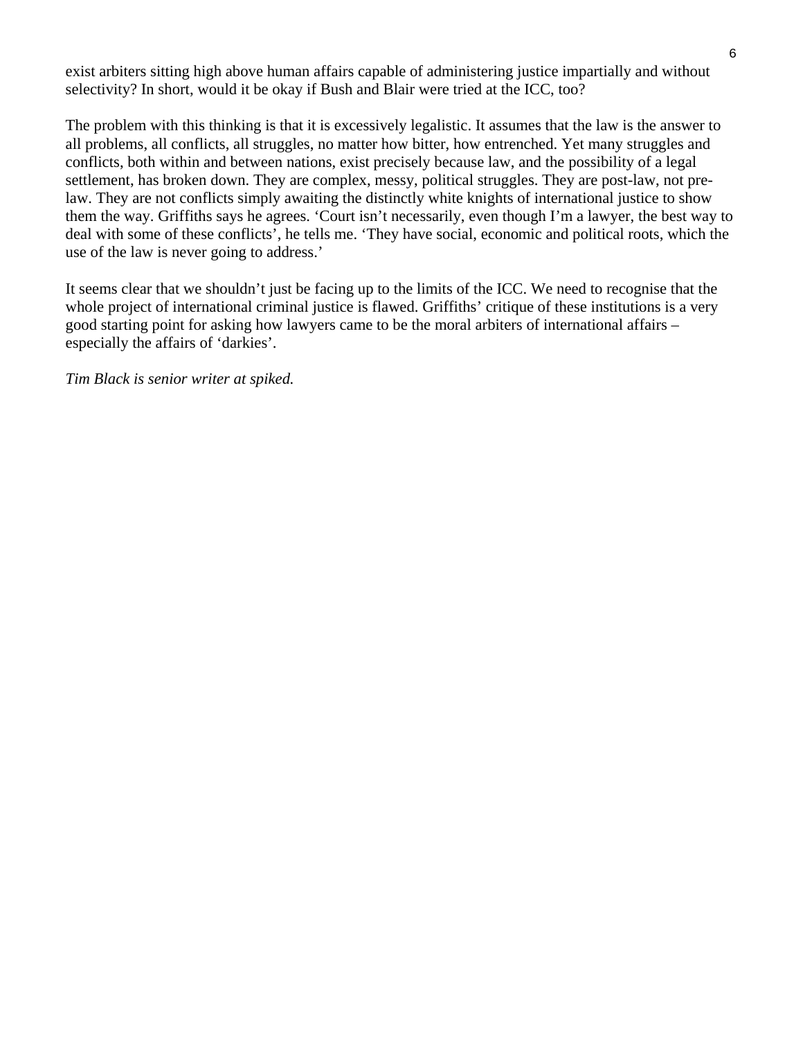exist arbiters sitting high above human affairs capable of administering justice impartially and without selectivity? In short, would it be okay if Bush and Blair were tried at the ICC, too?

The problem with this thinking is that it is excessively legalistic. It assumes that the law is the answer to all problems, all conflicts, all struggles, no matter how bitter, how entrenched. Yet many struggles and conflicts, both within and between nations, exist precisely because law, and the possibility of a legal settlement, has broken down. They are complex, messy, political struggles. They are post-law, not pre-law. They are not conflicts simply awaiting the distinctly white knights of international justice to show them the way. Griffiths says he agrees. 'Court isn't necessarily, even though I'm a lawyer, the best way to deal with some of these conflicts', he tells me. 'They have social, economic and political roots, which the use of the law is never going to address.'

It seems clear that we shouldn't just be facing up to the limits of the ICC. We need to recognise that the whole project of international criminal justice is flawed. Griffiths' critique of these institutions is a very good starting point for asking how lawyers came to be the moral arbiters of international affairs – especially the affairs of 'darkies'.

*Tim Black is senior writer at spiked.*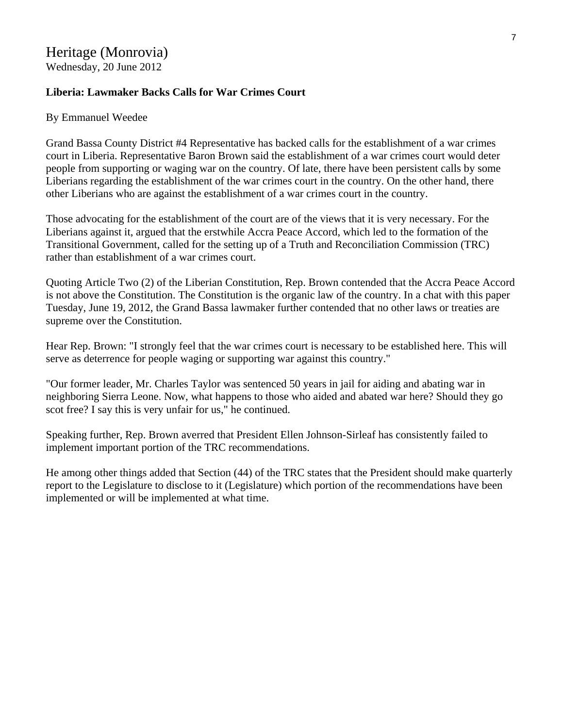Heritage (Monrovia)
Wednesday, 20 June 2012

**Liberia: Lawmaker Backs Calls for War Crimes Court**

By Emmanuel Weedee

Grand Bassa County District #4 Representative has backed calls for the establishment of a war crimes court in Liberia. Representative Baron Brown said the establishment of a war crimes court would deter people from supporting or waging war on the country. Of late, there have been persistent calls by some Liberians regarding the establishment of the war crimes court in the country. On the other hand, there other Liberians who are against the establishment of a war crimes court in the country.

Those advocating for the establishment of the court are of the views that it is very necessary. For the Liberians against it, argued that the erstwhile Accra Peace Accord, which led to the formation of the Transitional Government, called for the setting up of a Truth and Reconciliation Commission (TRC) rather than establishment of a war crimes court.

Quoting Article Two (2) of the Liberian Constitution, Rep. Brown contended that the Accra Peace Accord is not above the Constitution. The Constitution is the organic law of the country. In a chat with this paper Tuesday, June 19, 2012, the Grand Bassa lawmaker further contended that no other laws or treaties are supreme over the Constitution.

Hear Rep. Brown: "I strongly feel that the war crimes court is necessary to be established here. This will serve as deterrence for people waging or supporting war against this country."

"Our former leader, Mr. Charles Taylor was sentenced 50 years in jail for aiding and abating war in neighboring Sierra Leone. Now, what happens to those who aided and abated war here? Should they go scot free? I say this is very unfair for us," he continued.

Speaking further, Rep. Brown averred that President Ellen Johnson-Sirleaf has consistently failed to implement important portion of the TRC recommendations.

He among other things added that Section (44) of the TRC states that the President should make quarterly report to the Legislature to disclose to it (Legislature) which portion of the recommendations have been implemented or will be implemented at what time.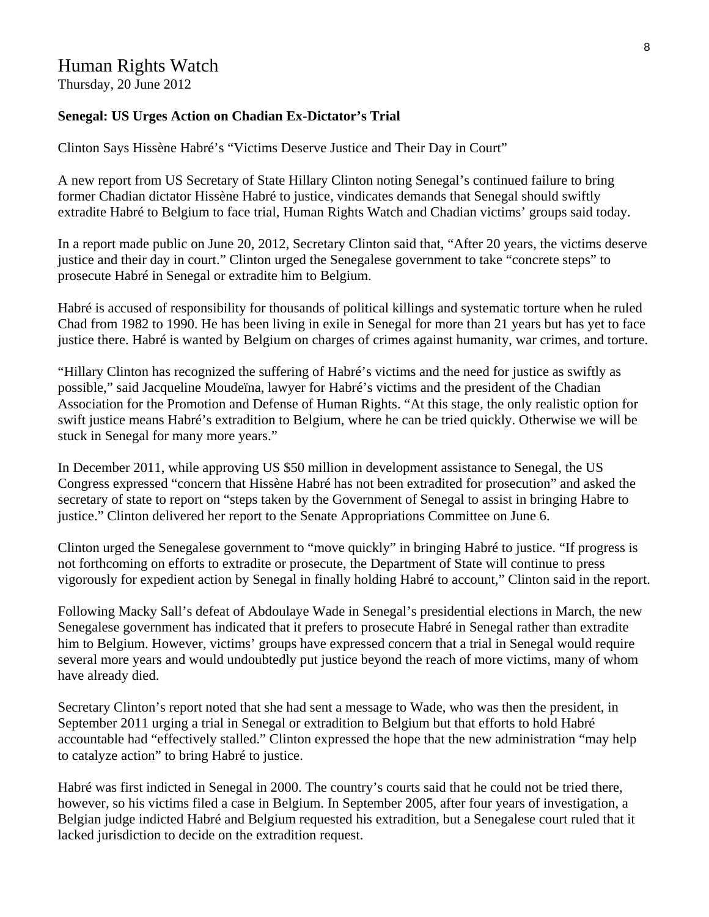# Human Rights Watch

Thursday, 20 June 2012

**Senegal: US Urges Action on Chadian Ex-Dictator's Trial**

Clinton Says Hissène Habré's "Victims Deserve Justice and Their Day in Court"

A new report from US Secretary of State Hillary Clinton noting Senegal's continued failure to bring former Chadian dictator Hissène Habré to justice, vindicates demands that Senegal should swiftly extradite Habré to Belgium to face trial, Human Rights Watch and Chadian victims' groups said today.

In a report made public on June 20, 2012, Secretary Clinton said that, "After 20 years, the victims deserve justice and their day in court." Clinton urged the Senegalese government to take "concrete steps" to prosecute Habré in Senegal or extradite him to Belgium.

Habré is accused of responsibility for thousands of political killings and systematic torture when he ruled Chad from 1982 to 1990. He has been living in exile in Senegal for more than 21 years but has yet to face justice there. Habré is wanted by Belgium on charges of crimes against humanity, war crimes, and torture.

"Hillary Clinton has recognized the suffering of Habré's victims and the need for justice as swiftly as possible," said Jacqueline Moudeïna, lawyer for Habré's victims and the president of the Chadian Association for the Promotion and Defense of Human Rights. "At this stage, the only realistic option for swift justice means Habré's extradition to Belgium, where he can be tried quickly. Otherwise we will be stuck in Senegal for many more years."

In December 2011, while approving US $50 million in development assistance to Senegal, the US Congress expressed "concern that Hissène Habré has not been extradited for prosecution" and asked the secretary of state to report on "steps taken by the Government of Senegal to assist in bringing Habre to justice." Clinton delivered her report to the Senate Appropriations Committee on June 6.

Clinton urged the Senegalese government to "move quickly" in bringing Habré to justice. "If progress is not forthcoming on efforts to extradite or prosecute, the Department of State will continue to press vigorously for expedient action by Senegal in finally holding Habré to account," Clinton said in the report.

Following Macky Sall's defeat of Abdoulaye Wade in Senegal's presidential elections in March, the new Senegalese government has indicated that it prefers to prosecute Habré in Senegal rather than extradite him to Belgium. However, victims' groups have expressed concern that a trial in Senegal would require several more years and would undoubtedly put justice beyond the reach of more victims, many of whom have already died.

Secretary Clinton's report noted that she had sent a message to Wade, who was then the president, in September 2011 urging a trial in Senegal or extradition to Belgium but that efforts to hold Habré accountable had "effectively stalled." Clinton expressed the hope that the new administration "may help to catalyze action" to bring Habré to justice.

Habré was first indicted in Senegal in 2000. The country's courts said that he could not be tried there, however, so his victims filed a case in Belgium. In September 2005, after four years of investigation, a Belgian judge indicted Habré and Belgium requested his extradition, but a Senegalese court ruled that it lacked jurisdiction to decide on the extradition request.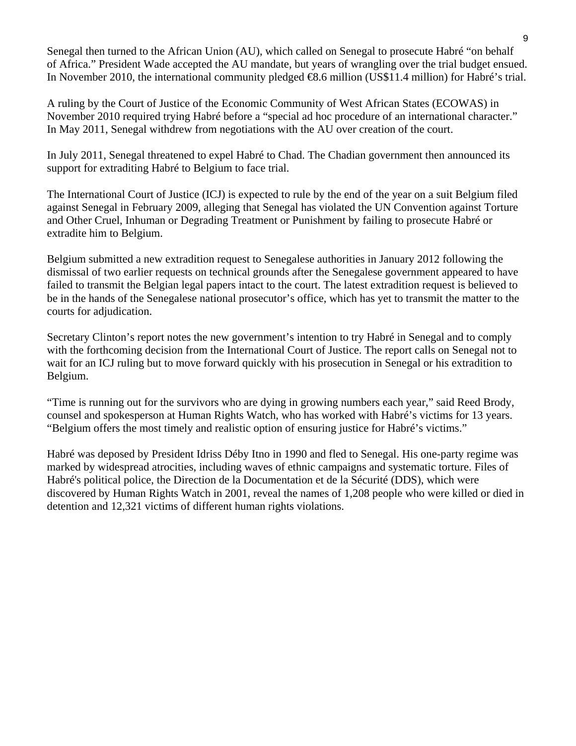Senegal then turned to the African Union (AU), which called on Senegal to prosecute Habré "on behalf of Africa." President Wade accepted the AU mandate, but years of wrangling over the trial budget ensued. In November 2010, the international community pledged €8.6 million (US$11.4 million) for Habré's trial.

A ruling by the Court of Justice of the Economic Community of West African States (ECOWAS) in November 2010 required trying Habré before a "special ad hoc procedure of an international character." In May 2011, Senegal withdrew from negotiations with the AU over creation of the court.

In July 2011, Senegal threatened to expel Habré to Chad. The Chadian government then announced its support for extraditing Habré to Belgium to face trial.

The International Court of Justice (ICJ) is expected to rule by the end of the year on a suit Belgium filed against Senegal in February 2009, alleging that Senegal has violated the UN Convention against Torture and Other Cruel, Inhuman or Degrading Treatment or Punishment by failing to prosecute Habré or extradite him to Belgium.

Belgium submitted a new extradition request to Senegalese authorities in January 2012 following the dismissal of two earlier requests on technical grounds after the Senegalese government appeared to have failed to transmit the Belgian legal papers intact to the court. The latest extradition request is believed to be in the hands of the Senegalese national prosecutor's office, which has yet to transmit the matter to the courts for adjudication.

Secretary Clinton's report notes the new government's intention to try Habré in Senegal and to comply with the forthcoming decision from the International Court of Justice. The report calls on Senegal not to wait for an ICJ ruling but to move forward quickly with his prosecution in Senegal or his extradition to Belgium.

"Time is running out for the survivors who are dying in growing numbers each year," said Reed Brody, counsel and spokesperson at Human Rights Watch, who has worked with Habré's victims for 13 years. "Belgium offers the most timely and realistic option of ensuring justice for Habré's victims."

Habré was deposed by President Idriss Déby Itno in 1990 and fled to Senegal. His one-party regime was marked by widespread atrocities, including waves of ethnic campaigns and systematic torture. Files of Habré's political police, the Direction de la Documentation et de la Sécurité (DDS), which were discovered by Human Rights Watch in 2001, reveal the names of 1,208 people who were killed or died in detention and 12,321 victims of different human rights violations.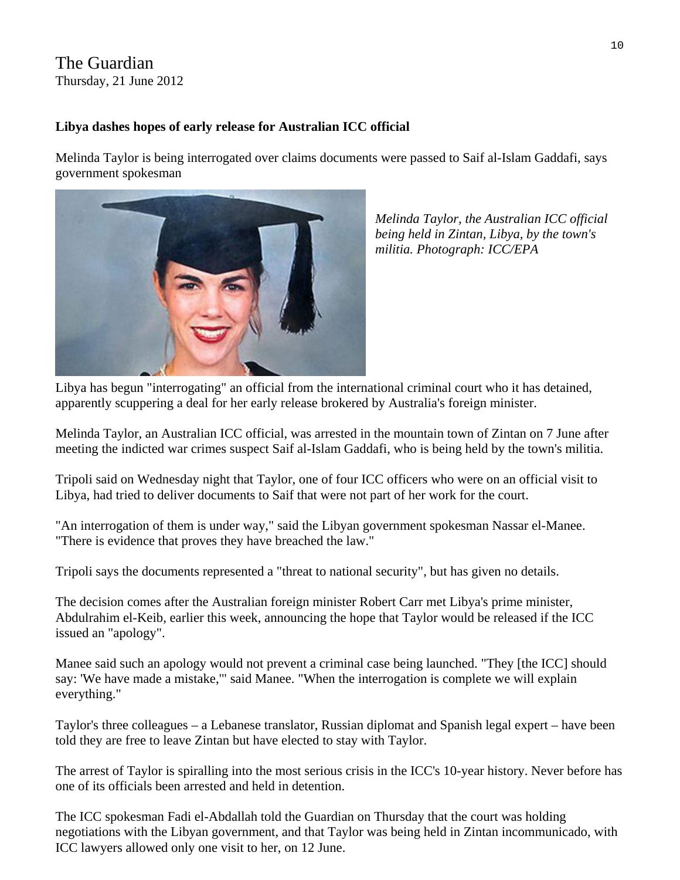The Guardian
Thursday, 21 June 2012

**Libya dashes hopes of early release for Australian ICC official**

Melinda Taylor is being interrogated over claims documents were passed to Saif al-Islam Gaddafi, says government spokesman

*Melinda Taylor, the Australian ICC official being held in Zintan, Libya, by the town's militia. Photograph: ICC/EPA*

Libya has begun "interrogating" an official from the international criminal court who it has detained, apparently scuppering a deal for her early release brokered by Australia's foreign minister.

Melinda Taylor, an Australian ICC official, was arrested in the mountain town of Zintan on 7 June after meeting the indicted war crimes suspect Saif al-Islam Gaddafi, who is being held by the town's militia.

Tripoli said on Wednesday night that Taylor, one of four ICC officers who were on an official visit to Libya, had tried to deliver documents to Saif that were not part of her work for the court.

"An interrogation of them is under way," said the Libyan government spokesman Nassar el-Manee. "There is evidence that proves they have breached the law."

Tripoli says the documents represented a "threat to national security", but has given no details.

The decision comes after the Australian foreign minister Robert Carr met Libya's prime minister, Abdulrahim el-Keib, earlier this week, announcing the hope that Taylor would be released if the ICC issued an "apology".

Manee said such an apology would not prevent a criminal case being launched. "They [the ICC] should say: 'We have made a mistake,'" said Manee. "When the interrogation is complete we will explain everything."

Taylor's three colleagues – a Lebanese translator, Russian diplomat and Spanish legal expert – have been told they are free to leave Zintan but have elected to stay with Taylor.

The arrest of Taylor is spiralling into the most serious crisis in the ICC's 10-year history. Never before has one of its officials been arrested and held in detention.

The ICC spokesman Fadi el-Abdallah told the Guardian on Thursday that the court was holding negotiations with the Libyan government, and that Taylor was being held in Zintan incommunicado, with ICC lawyers allowed only one visit to her, on 12 June.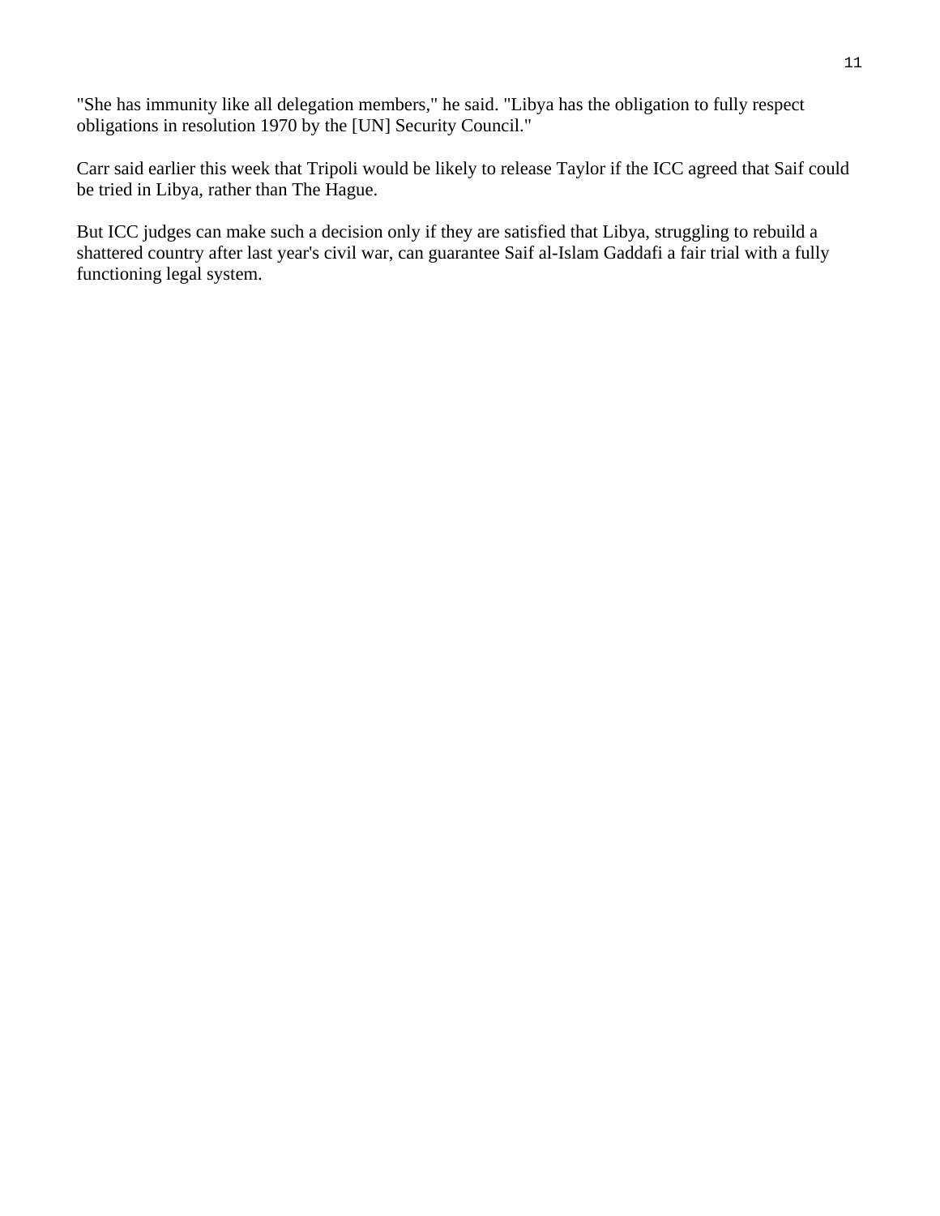"She has immunity like all delegation members," he said. "Libya has the obligation to fully respect obligations in resolution 1970 by the [UN] Security Council."

Carr said earlier this week that Tripoli would be likely to release Taylor if the ICC agreed that Saif could be tried in Libya, rather than The Hague.

But ICC judges can make such a decision only if they are satisfied that Libya, struggling to rebuild a shattered country after last year's civil war, can guarantee Saif al-Islam Gaddafi a fair trial with a fully functioning legal system.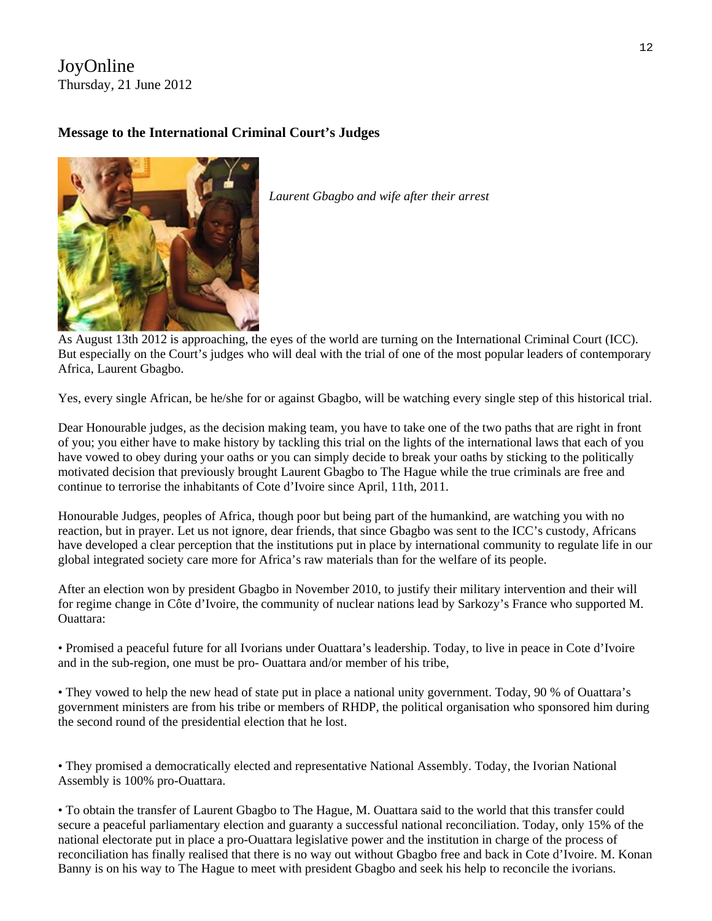JoyOnline
Thursday, 21 June 2012

**Message to the International Criminal Court's Judges**

*Laurent Gbagbo and wife after their arrest*

As August 13th 2012 is approaching, the eyes of the world are turning on the International Criminal Court (ICC). But especially on the Court's judges who will deal with the trial of one of the most popular leaders of contemporary Africa, Laurent Gbagbo.

Yes, every single African, be he/she for or against Gbagbo, will be watching every single step of this historical trial.

Dear Honourable judges, as the decision making team, you have to take one of the two paths that are right in front of you; you either have to make history by tackling this trial on the lights of the international laws that each of you have vowed to obey during your oaths or you can simply decide to break your oaths by sticking to the politically motivated decision that previously brought Laurent Gbagbo to The Hague while the true criminals are free and continue to terrorise the inhabitants of Cote d'Ivoire since April, 11th, 2011.

Honourable Judges, peoples of Africa, though poor but being part of the humankind, are watching you with no reaction, but in prayer. Let us not ignore, dear friends, that since Gbagbo was sent to the ICC's custody, Africans have developed a clear perception that the institutions put in place by international community to regulate life in our global integrated society care more for Africa's raw materials than for the welfare of its people.

After an election won by president Gbagbo in November 2010, to justify their military intervention and their will for regime change in Côte d'Ivoire, the community of nuclear nations lead by Sarkozy's France who supported M. Ouattara:

• Promised a peaceful future for all Ivorians under Ouattara's leadership. Today, to live in peace in Cote d'Ivoire and in the sub-region, one must be pro- Ouattara and/or member of his tribe,

• They vowed to help the new head of state put in place a national unity government. Today, 90 % of Ouattara's government ministers are from his tribe or members of RHDP, the political organisation who sponsored him during the second round of the presidential election that he lost.

• They promised a democratically elected and representative National Assembly. Today, the Ivorian National Assembly is 100% pro-Ouattara.

• To obtain the transfer of Laurent Gbagbo to The Hague, M. Ouattara said to the world that this transfer could secure a peaceful parliamentary election and guaranty a successful national reconciliation. Today, only 15% of the national electorate put in place a pro-Ouattara legislative power and the institution in charge of the process of reconciliation has finally realised that there is no way out without Gbagbo free and back in Cote d'Ivoire. M. Konan Banny is on his way to The Hague to meet with president Gbagbo and seek his help to reconcile the ivorians.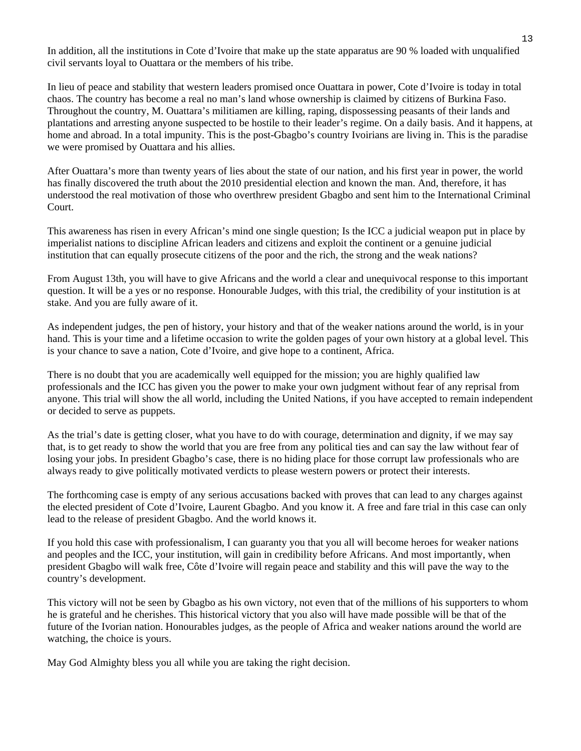In addition, all the institutions in Cote d'Ivoire that make up the state apparatus are 90 % loaded with unqualified civil servants loyal to Ouattara or the members of his tribe.

In lieu of peace and stability that western leaders promised once Ouattara in power, Cote d'Ivoire is today in total chaos. The country has become a real no man's land whose ownership is claimed by citizens of Burkina Faso. Throughout the country, M. Ouattara's militiamen are killing, raping, dispossessing peasants of their lands and plantations and arresting anyone suspected to be hostile to their leader's regime. On a daily basis. And it happens, at home and abroad. In a total impunity. This is the post-Gbagbo's country Ivoirians are living in. This is the paradise we were promised by Ouattara and his allies.

After Ouattara's more than twenty years of lies about the state of our nation, and his first year in power, the world has finally discovered the truth about the 2010 presidential election and known the man. And, therefore, it has understood the real motivation of those who overthrew president Gbagbo and sent him to the International Criminal Court.

This awareness has risen in every African's mind one single question; Is the ICC a judicial weapon put in place by imperialist nations to discipline African leaders and citizens and exploit the continent or a genuine judicial institution that can equally prosecute citizens of the poor and the rich, the strong and the weak nations?

From August 13th, you will have to give Africans and the world a clear and unequivocal response to this important question. It will be a yes or no response. Honourable Judges, with this trial, the credibility of your institution is at stake. And you are fully aware of it.

As independent judges, the pen of history, your history and that of the weaker nations around the world, is in your hand. This is your time and a lifetime occasion to write the golden pages of your own history at a global level. This is your chance to save a nation, Cote d'Ivoire, and give hope to a continent, Africa.

There is no doubt that you are academically well equipped for the mission; you are highly qualified law professionals and the ICC has given you the power to make your own judgment without fear of any reprisal from anyone. This trial will show the all world, including the United Nations, if you have accepted to remain independent or decided to serve as puppets.

As the trial's date is getting closer, what you have to do with courage, determination and dignity, if we may say that, is to get ready to show the world that you are free from any political ties and can say the law without fear of losing your jobs. In president Gbagbo's case, there is no hiding place for those corrupt law professionals who are always ready to give politically motivated verdicts to please western powers or protect their interests.

The forthcoming case is empty of any serious accusations backed with proves that can lead to any charges against the elected president of Cote d'Ivoire, Laurent Gbagbo. And you know it. A free and fare trial in this case can only lead to the release of president Gbagbo. And the world knows it.

If you hold this case with professionalism, I can guaranty you that you all will become heroes for weaker nations and peoples and the ICC, your institution, will gain in credibility before Africans. And most importantly, when president Gbagbo will walk free, Côte d'Ivoire will regain peace and stability and this will pave the way to the country's development.

This victory will not be seen by Gbagbo as his own victory, not even that of the millions of his supporters to whom he is grateful and he cherishes. This historical victory that you also will have made possible will be that of the future of the Ivorian nation. Honourables judges, as the people of Africa and weaker nations around the world are watching, the choice is yours.

May God Almighty bless you all while you are taking the right decision.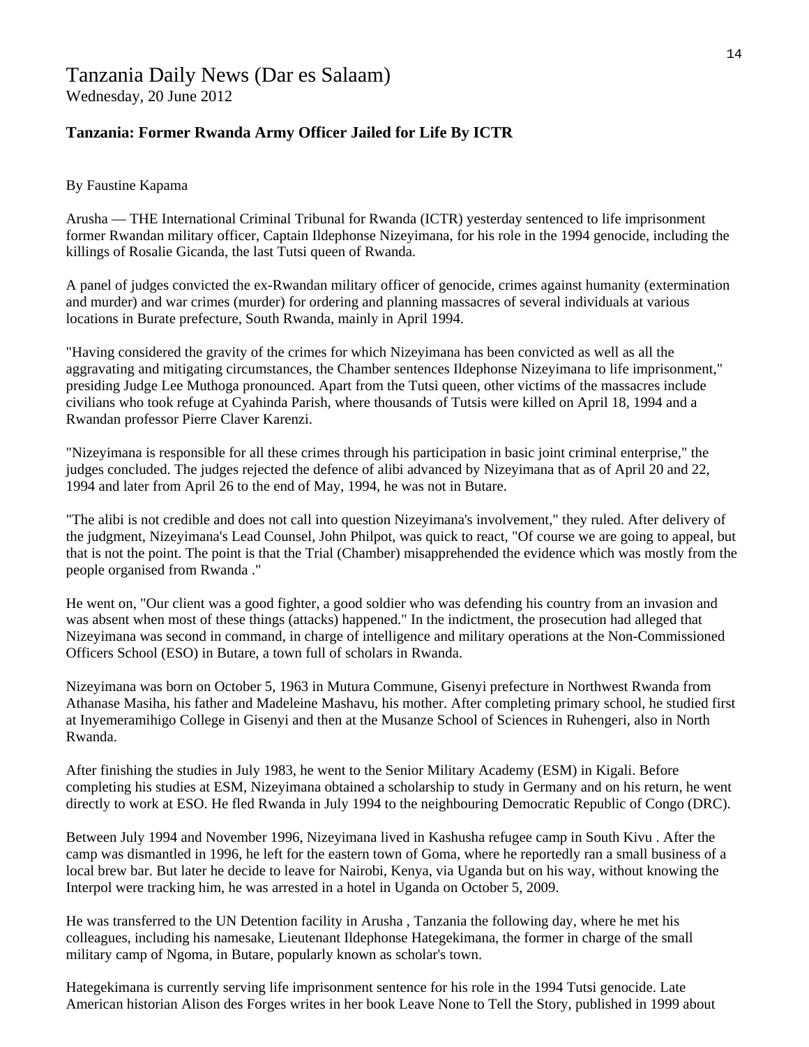# Tanzania Daily News (Dar es Salaam)

Wednesday, 20 June 2012

**Tanzania: Former Rwanda Army Officer Jailed for Life By ICTR**

By Faustine Kapama

Arusha — THE International Criminal Tribunal for Rwanda (ICTR) yesterday sentenced to life imprisonment former Rwandan military officer, Captain Ildephonse Nizeyimana, for his role in the 1994 genocide, including the killings of Rosalie Gicanda, the last Tutsi queen of Rwanda.

A panel of judges convicted the ex-Rwandan military officer of genocide, crimes against humanity (extermination and murder) and war crimes (murder) for ordering and planning massacres of several individuals at various locations in Burate prefecture, South Rwanda, mainly in April 1994.

"Having considered the gravity of the crimes for which Nizeyimana has been convicted as well as all the aggravating and mitigating circumstances, the Chamber sentences Ildephonse Nizeyimana to life imprisonment," presiding Judge Lee Muthoga pronounced. Apart from the Tutsi queen, other victims of the massacres include civilians who took refuge at Cyahinda Parish, where thousands of Tutsis were killed on April 18, 1994 and a Rwandan professor Pierre Claver Karenzi.

"Nizeyimana is responsible for all these crimes through his participation in basic joint criminal enterprise," the judges concluded. The judges rejected the defence of alibi advanced by Nizeyimana that as of April 20 and 22, 1994 and later from April 26 to the end of May, 1994, he was not in Butare.

"The alibi is not credible and does not call into question Nizeyimana's involvement," they ruled. After delivery of the judgment, Nizeyimana's Lead Counsel, John Philpot, was quick to react, "Of course we are going to appeal, but that is not the point. The point is that the Trial (Chamber) misapprehended the evidence which was mostly from the people organised from Rwanda ."

He went on, "Our client was a good fighter, a good soldier who was defending his country from an invasion and was absent when most of these things (attacks) happened." In the indictment, the prosecution had alleged that Nizeyimana was second in command, in charge of intelligence and military operations at the Non-Commissioned Officers School (ESO) in Butare, a town full of scholars in Rwanda.

Nizeyimana was born on October 5, 1963 in Mutura Commune, Gisenyi prefecture in Northwest Rwanda from Athanase Masiha, his father and Madeleine Mashavu, his mother. After completing primary school, he studied first at Inyemeramihigo College in Gisenyi and then at the Musanze School of Sciences in Ruhengeri, also in North Rwanda.

After finishing the studies in July 1983, he went to the Senior Military Academy (ESM) in Kigali. Before completing his studies at ESM, Nizeyimana obtained a scholarship to study in Germany and on his return, he went directly to work at ESO. He fled Rwanda in July 1994 to the neighbouring Democratic Republic of Congo (DRC).

Between July 1994 and November 1996, Nizeyimana lived in Kashusha refugee camp in South Kivu . After the camp was dismantled in 1996, he left for the eastern town of Goma, where he reportedly ran a small business of a local brew bar. But later he decide to leave for Nairobi, Kenya, via Uganda but on his way, without knowing the Interpol were tracking him, he was arrested in a hotel in Uganda on October 5, 2009.

He was transferred to the UN Detention facility in Arusha , Tanzania the following day, where he met his colleagues, including his namesake, Lieutenant Ildephonse Hategekimana, the former in charge of the small military camp of Ngoma, in Butare, popularly known as scholar's town.

Hategekimana is currently serving life imprisonment sentence for his role in the 1994 Tutsi genocide. Late American historian Alison des Forges writes in her book Leave None to Tell the Story, published in 1999 about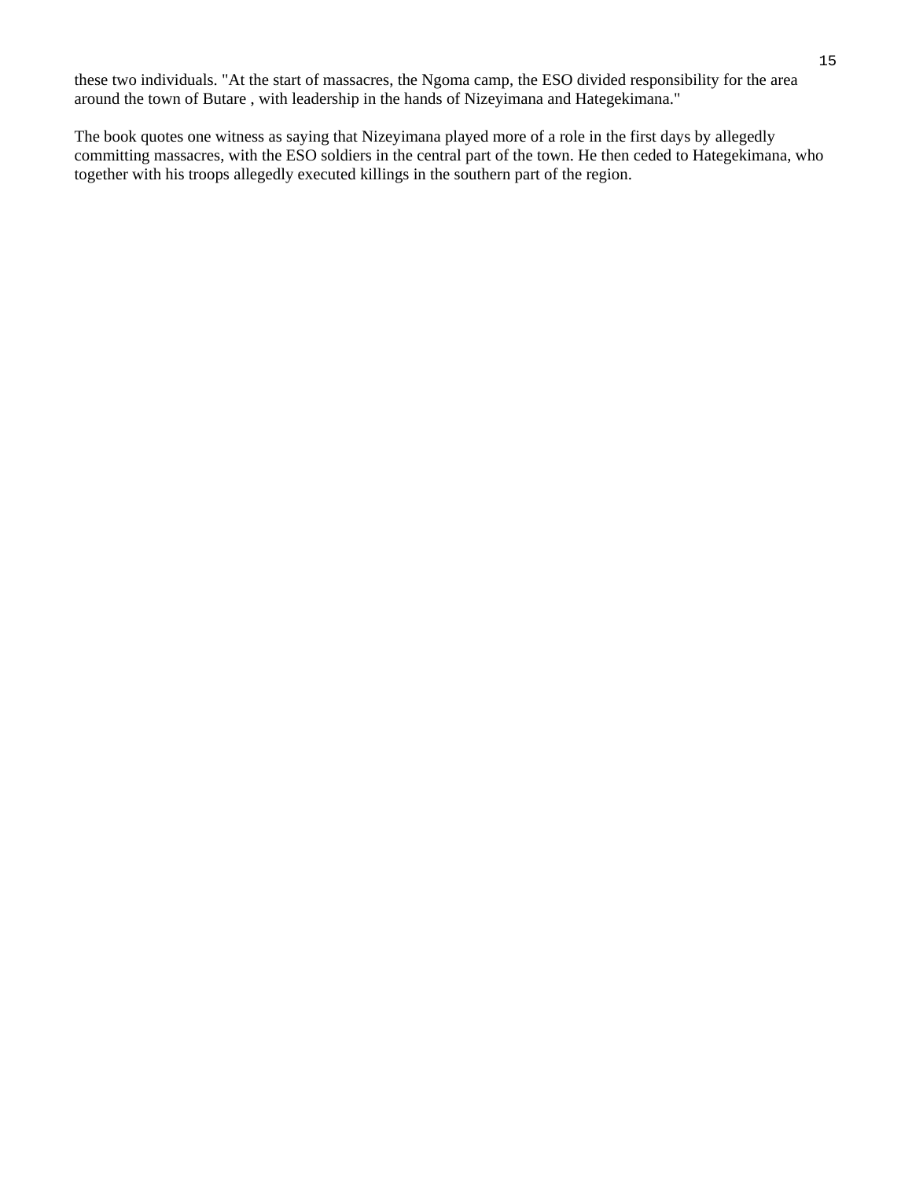these two individuals. "At the start of massacres, the Ngoma camp, the ESO divided responsibility for the area around the town of Butare , with leadership in the hands of Nizeyimana and Hategekimana."

The book quotes one witness as saying that Nizeyimana played more of a role in the first days by allegedly committing massacres, with the ESO soldiers in the central part of the town. He then ceded to Hategekimana, who together with his troops allegedly executed killings in the southern part of the region.